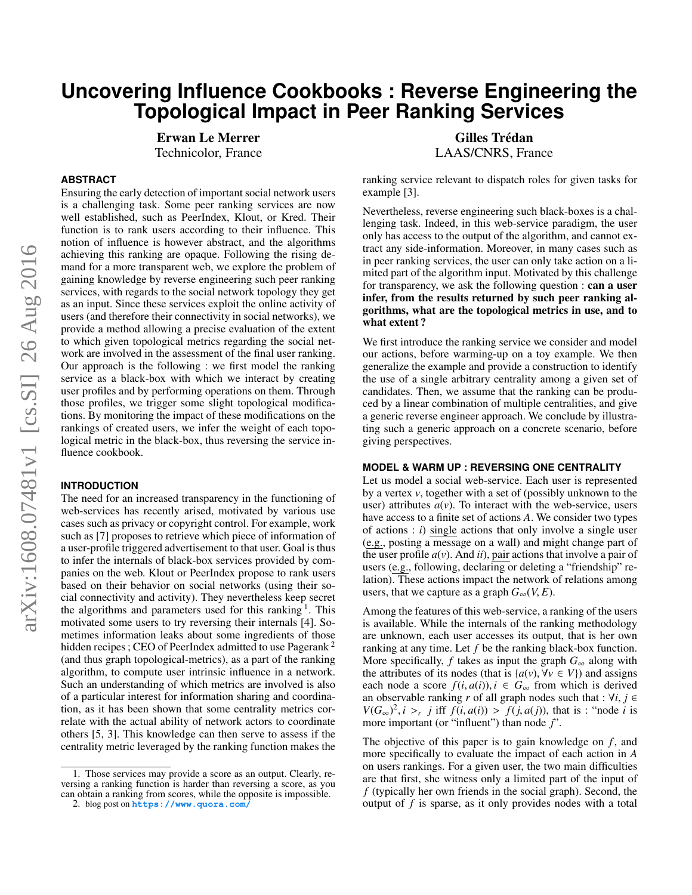# Uncovering Influence Cookbooks : Reverse Engineering the Topological Impact in Peer Ranking Services

**Erwan Le Merrer**
Technicolor, France

**Gilles Trédan**
LAAS/CNRS, France

## ABSTRACT

Ensuring the early detection of important social network users is a challenging task. Some peer ranking services are now well established, such as PeerIndex, Klout, or Kred. Their function is to rank users according to their influence. This notion of influence is however abstract, and the algorithms achieving this ranking are opaque. Following the rising demand for a more transparent web, we explore the problem of gaining knowledge by reverse engineering such peer ranking services, with regards to the social network topology they get as an input. Since these services exploit the online activity of users (and therefore their connectivity in social networks), we provide a method allowing a precise evaluation of the extent to which given topological metrics regarding the social network are involved in the assessment of the final user ranking. Our approach is the following : we first model the ranking service as a black-box with which we interact by creating user profiles and by performing operations on them. Through those profiles, we trigger some slight topological modifications. By monitoring the impact of these modifications on the rankings of created users, we infer the weight of each topological metric in the black-box, thus reversing the service influence cookbook.

## INTRODUCTION

The need for an increased transparency in the functioning of web-services has recently arised, motivated by various use cases such as privacy or copyright control. For example, work such as [7] proposes to retrieve which piece of information of a user-profile triggered advertisement to that user. Goal is thus to infer the internals of black-box services provided by companies on the web. Klout or PeerIndex propose to rank users based on their behavior on social networks (using their social connectivity and activity). They nevertheless keep secret the algorithms and parameters used for this ranking [1]. This motivated some users to try reversing their internals [4]. Sometimes information leaks about some ingredients of those hidden recipes ; CEO of PeerIndex admitted to use Pagerank [2] (and thus graph topological-metrics), as a part of the ranking algorithm, to compute user intrinsic influence in a network. Such an understanding of which metrics are involved is also of a particular interest for information sharing and coordination, as it has been shown that some centrality metrics correlate with the actual ability of network actors to coordinate others [5, 3]. This knowledge can then serve to assess if the centrality metric leveraged by the ranking function makes the ranking service relevant to dispatch roles for given tasks for example [3].

Nevertheless, reverse engineering such black-boxes is a challenging task. Indeed, in this web-service paradigm, the user only has access to the output of the algorithm, and cannot extract any side-information. Moreover, in many cases such as in peer ranking services, the user can only take action on a limited part of the algorithm input. Motivated by this challenge for transparency, we ask the following question : **can a user infer, from the results returned by such peer ranking algorithms, what are the topological metrics in use, and to what extent ?**

We first introduce the ranking service we consider and model our actions, before warming-up on a toy example. We then generalize the example and provide a construction to identify the use of a single arbitrary centrality among a given set of candidates. Then, we assume that the ranking can be produced by a linear combination of multiple centralities, and give a generic reverse engineer approach. We conclude by illustrating such a generic approach on a concrete scenario, before giving perspectives.

## MODEL & WARM UP : REVERSING ONE CENTRALITY

Let us model a social web-service. Each user is represented by a vertex $v$, together with a set of (possibly unknown to the user) attributes $a(v)$. To interact with the web-service, users have access to a finite set of actions $A$. We consider two types of actions : *i)* single actions that only involve a single user (e.g., posting a message on a wall) and might change part of the user profile $a(v)$. And *ii)*, pair actions that involve a pair of users (e.g., following, declaring or deleting a "friendship" relation). These actions impact the network of relations among users, that we capture as a graph $G_\infty(V, E)$.

Among the features of this web-service, a ranking of the users is available. While the internals of the ranking methodology are unknown, each user accesses its output, that is her own ranking at any time. Let $f$ be the ranking black-box function. More specifically, $f$ takes as input the graph $G_\infty$ along with the attributes of its nodes (that is $\{a(v), \forall v \in V\}$) and assigns each node a score $f(i, a(i)), i \in G_\infty$ from which is derived an observable ranking $r$ of all graph nodes such that : $\forall i, j \in V(G_\infty)^2, i >_r j$ iff $f(i, a(i)) > f(j, a(j))$, that is : "node $i$ is more important (or "influent") than node $j$".

The objective of this paper is to gain knowledge on $f$, and more specifically to evaluate the impact of each action in $A$ on users rankings. For a given user, the two main difficulties are that first, she witness only a limited part of the input of $f$ (typically her own friends in the social graph). Second, the output of $f$ is sparse, as it only provides nodes with a total

---

1. Those services may provide a score as an output. Clearly, reversing a ranking function is harder than reversing a score, as you can obtain a ranking from scores, while the opposite is impossible.
2. blog post on **https://www.quora.com/**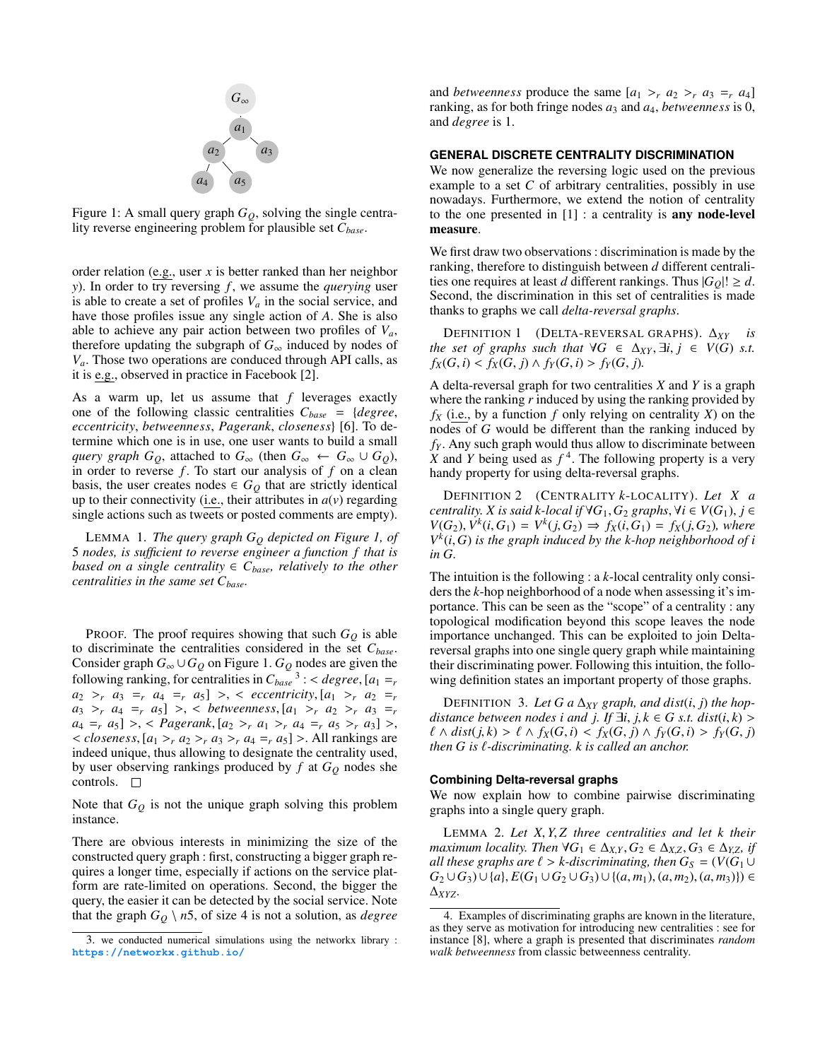Figure 1: A small query graph $G_Q$, solving the single centrality reverse engineering problem for plausible set $C_{base}$.

order relation (e.g., user $x$ is better ranked than her neighbor $y$). In order to try reversing $f$, we assume the *querying* user is able to create a set of profiles $V_a$ in the social service, and have those profiles issue any single action of $A$. She is also able to achieve any pair action between two profiles of $V_a$, therefore updating the subgraph of $G_\infty$ induced by nodes of $V_a$. Those two operations are conducted through API calls, as it is e.g., observed in practice in Facebook [2].

As a warm up, let us assume that $f$ leverages exactly one of the following classic centralities $C_{base}$ = {*degree*, *eccentricity*, *betweenness*, *Pagerank*, *closeness*} [6]. To determine which one is in use, one user wants to build a small *query graph* $G_Q$, attached to $G_\infty$ (then $G_\infty \leftarrow G_\infty \cup G_Q$), in order to reverse $f$. To start our analysis of $f$ on a clean basis, the user creates nodes $\in G_Q$ that are strictly identical up to their connectivity (i.e., their attributes in $a(v)$ regarding single actions such as tweets or posted comments are empty).

LEMMA 1. *The query graph $G_Q$ depicted on Figure 1, of 5 nodes, is sufficient to reverse engineer a function $f$ that is based on a single centrality $\in C_{base}$, relatively to the other centralities in the same set $C_{base}$.*

PROOF. The proof requires showing that such $G_Q$ is able to discriminate the centralities considered in the set $C_{base}$. Consider graph $G_\infty \cup G_Q$ on Figure 1. $G_Q$ nodes are given the following ranking, for centralities in $C_{base}$ [3] : < *degree*, $[a_1 =_r a_2 >_r a_3 =_r a_4 =_r a_5]$ >, < *eccentricity*, $[a_1 >_r a_2 =_r a_3 >_r a_4 =_r a_5]$ >, < *betweenness*, $[a_1 >_r a_2 >_r a_3 =_r a_4 =_r a_5]$ >, < *Pagerank*, $[a_2 >_r a_1 >_r a_4 =_r a_5 >_r a_3]$ >, < *closeness*, $[a_1 >_r a_2 >_r a_3 >_r a_4 =_r a_5]$ >. All rankings are indeed unique, thus allowing to designate the centrality used, by user observing rankings produced by $f$ at $G_Q$ nodes she controls. □

Note that $G_Q$ is not the unique graph solving this problem instance.

There are obvious interests in minimizing the size of the constructed query graph : first, constructing a bigger graph requires a longer time, especially if actions on the service platform are rate-limited on operations. Second, the bigger the query, the easier it can be detected by the social service. Note that the graph $G_Q \setminus n5$, of size 4 is not a solution, as *degree* and *betweenness* produce the same $[a_1 >_r a_2 >_r a_3 =_r a_4]$ ranking, as for both fringe nodes $a_3$ and $a_4$, *betweenness* is 0, and *degree* is 1.

## GENERAL DISCRETE CENTRALITY DISCRIMINATION

We now generalize the reversing logic used on the previous example to a set $C$ of arbitrary centralities, possibly in use nowadays. Furthermore, we extend the notion of centrality to the one presented in [1] : a centrality is **any node-level measure**.

We first draw two observations : discrimination is made by the ranking, therefore to distinguish between $d$ different centralities one requires at least $d$ different rankings. Thus $|G_Q|! \geq d$. Second, the discrimination in this set of centralities is made thanks to graphs we call *delta-reversal graphs*.

DEFINITION 1 (DELTA-REVERSAL GRAPHS). *$\Delta_{XY}$ is the set of graphs such that $\forall G \in \Delta_{XY}, \exists i, j \in V(G)$ s.t. $f_X(G,i) < f_X(G,j) \wedge f_Y(G,i) > f_Y(G,j)$.*

A delta-reversal graph for two centralities $X$ and $Y$ is a graph where the ranking $r$ induced by using the ranking provided by $f_X$ (i.e., by a function $f$ only relying on centrality $X$) on the nodes of $G$ would be different than the ranking induced by $f_Y$. Any such graph would thus allow to discriminate between $X$ and $Y$ being used as $f$ [4]. The following property is a very handy property for using delta-reversal graphs.

DEFINITION 2 (CENTRALITY $k$-LOCALITY). *Let $X$ a centrality. $X$ is said $k$-local if $\forall G_1, G_2$ graphs, $\forall i \in V(G_1), j \in V(G_2), V^k(i, G_1) = V^k(j, G_2) \Rightarrow f_X(i, G_1) = f_X(j, G_2)$, where $V^k(i, G)$ is the graph induced by the $k$-hop neighborhood of $i$ in $G$.*

The intuition is the following : a $k$-local centrality only considers the $k$-hop neighborhood of a node when assessing it's importance. This can be seen as the "scope" of a centrality : any topological modification beyond this scope leaves the node importance unchanged. This can be exploited to join Delta-reversal graphs into one single query graph while maintaining their discriminating power. Following this intuition, the following definition states an important property of those graphs.

DEFINITION 3. *Let $G$ a $\Delta_{XY}$ graph, and $dist(i, j)$ the hop-distance between nodes $i$ and $j$. If $\exists i, j, k \in G$ s.t. $dist(i, k) > \ell \wedge dist(j, k) > \ell \wedge f_X(G, i) < f_X(G, j) \wedge f_Y(G, i) > f_Y(G, j)$ then $G$ is $\ell$-discriminating. $k$ is called an anchor.*

### Combining Delta-reversal graphs

We now explain how to combine pairwise discriminating graphs into a single query graph.

LEMMA 2. *Let $X, Y, Z$ three centralities and let $k$ their maximum locality. Then $\forall G_1 \in \Delta_{X,Y}, G_2 \in \Delta_{X,Z}, G_3 \in \Delta_{Y,Z}$, if all these graphs are $\ell > k$-discriminating, then $G_S = (V(G_1 \cup G_2 \cup G_3) \cup \{a\}, E(G_1 \cup G_2 \cup G_3) \cup \{(a, m_1), (a, m_2), (a, m_3)\}) \in \Delta_{XYZ}$.*

3. we conducted numerical simulations using the networkx library : **https://networkx.github.io/**

4. Examples of discriminating graphs are known in the literature, as they serve as motivation for introducing new centralities : see for instance [8], where a graph is presented that discriminates *random walk betweenness* from classic betweenness centrality.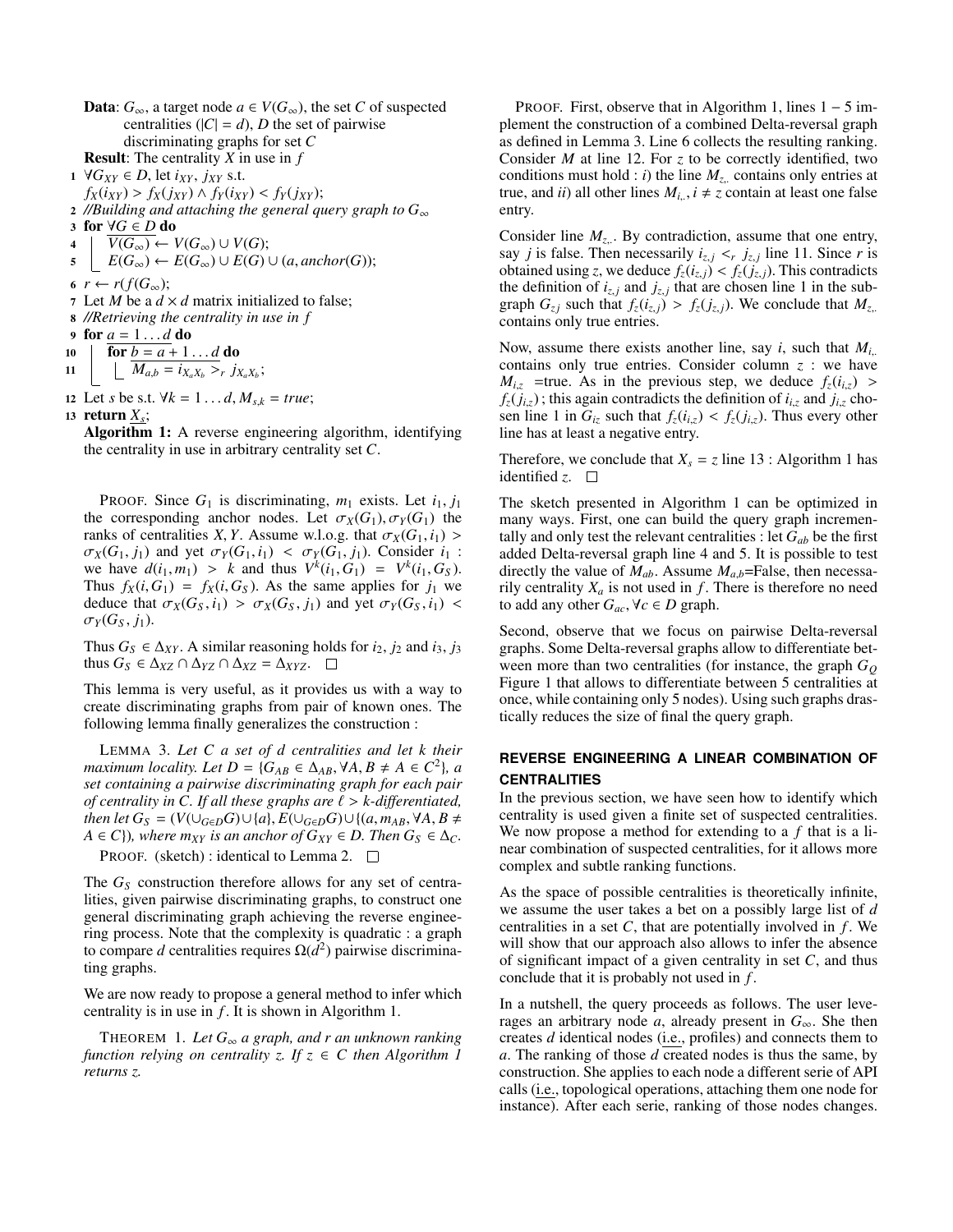**Data**: $G_\infty$, a target node $a \in V(G_\infty)$, the set $C$ of suspected centralities ($|C| = d$), $D$ the set of pairwise discriminating graphs for set $C$

**Result**: The centrality $X$ in use in $f$

```
1  ∀G_XY ∈ D, let i_XY, j_XY s.t.
   f_X(i_XY) > f_X(j_XY) ∧ f_Y(i_XY) < f_Y(j_XY);
2  //Building and attaching the general query graph to G_∞
3  for ∀G ∈ D do
4      V(G_∞) ← V(G_∞) ∪ V(G);
5      E(G_∞) ← E(G_∞) ∪ E(G) ∪ (a, anchor(G));
6  r ← r(f(G_∞);
7  Let M be a d × d matrix initialized to false;
8  //Retrieving the centrality in use in f
9  for a = 1 ... d do
10     for b = a + 1 ... d do
11         M_{a,b} = i_{X_a X_b} >_r j_{X_a X_b};
12 Let s be s.t. ∀k = 1 ... d, M_{s,k} = true;
13 return X_s;
```

**Algorithm 1:** A reverse engineering algorithm, identifying the centrality in use in arbitrary centrality set $C$.

Proof. Since $G_1$ is discriminating, $m_1$ exists. Let $i_1, j_1$ the corresponding anchor nodes. Let $\sigma_X(G_1), \sigma_Y(G_1)$ the ranks of centralities $X, Y$. Assume w.l.o.g. that $\sigma_X(G_1, i_1) > \sigma_X(G_1, j_1)$ and yet $\sigma_Y(G_1, i_1) < \sigma_Y(G_1, j_1)$. Consider $i_1$ : we have $d(i_1, m_1) > k$ and thus $V^k(i_1, G_1) = V^k(i_1, G_S)$. Thus $f_X(i, G_1) = f_X(i, G_S)$. As the same applies for $j_1$ we deduce that $\sigma_X(G_S, i_1) > \sigma_X(G_S, j_1)$ and yet $\sigma_Y(G_S, i_1) < \sigma_Y(G_S, j_1)$.

Thus $G_S \in \Delta_{XY}$. A similar reasoning holds for $i_2$, $j_2$ and $i_3$, $j_3$ thus $G_S \in \Delta_{XZ} \cap \Delta_{YZ} \cap \Delta_{XZ} = \Delta_{XYZ}$. □

This lemma is very useful, as it provides us with a way to create discriminating graphs from pair of known ones. The following lemma finally generalizes the construction :

Lemma 3. *Let $C$ a set of $d$ centralities and let $k$ their maximum locality. Let $D = \{G_{AB} \in \Delta_{AB}, \forall A, B \neq A \in C^2\}$, a set containing a pairwise discriminating graph for each pair of centrality in $C$. If all these graphs are $\ell > k$-differentiated, then let $G_S = (V(\cup_{G \in D} G) \cup \{a\}, E(\cup_{G \in D} G) \cup \{(a, m_{AB}, \forall A, B \neq A \in C\})$, where $m_{XY}$ is an anchor of $G_{XY} \in D$. Then $G_S \in \Delta_C$.*

Proof. (sketch) : identical to Lemma 2. □

The $G_S$ construction therefore allows for any set of centralities, given pairwise discriminating graphs, to construct one general discriminating graph achieving the reverse engineering process. Note that the complexity is quadratic : a graph to compare $d$ centralities requires $\Omega(d^2)$ pairwise discriminating graphs.

We are now ready to propose a general method to infer which centrality is in use in $f$. It is shown in Algorithm 1.

Theorem 1. *Let $G_\infty$ a graph, and $r$ an unknown ranking function relying on centrality $z$. If $z \in C$ then Algorithm 1 returns $z$.*

Proof. First, observe that in Algorithm 1, lines $1-5$ implement the construction of a combined Delta-reversal graph as defined in Lemma 3. Line 6 collects the resulting ranking. Consider $M$ at line 12. For $z$ to be correctly identified, two conditions must hold : *i*) the line $M_{z,.}$ contains only entries at true, and *ii*) all other lines $M_{i,.}, i \neq z$ contain at least one false entry.

Consider line $M_{z,.}$. By contradiction, assume that one entry, say $j$ is false. Then necessarily $i_{z,j} <_r j_{z,j}$ line 11. Since $r$ is obtained using $z$, we deduce $f_z(i_{z,j}) < f_z(j_{z,j})$. This contradicts the definition of $i_{z,j}$ and $j_{z,j}$ that are chosen line 1 in the subgraph $G_{zj}$ such that $f_z(i_{z,j}) > f_z(j_{z,j})$. We conclude that $M_{z,.}$ contains only true entries.

Now, assume there exists another line, say $i$, such that $M_{i,.}$ contains only true entries. Consider column $z$ : we have $M_{i,z}$ =true. As in the previous step, we deduce $f_z(i_{i,z}) > f_z(j_{i,z})$ ; this again contradicts the definition of $i_{i,z}$ and $j_{i,z}$ chosen line 1 in $G_{iz}$ such that $f_z(i_{i,z}) < f_z(j_{i,z})$. Thus every other line has at least a negative entry.

Therefore, we conclude that $X_s = z$ line 13 : Algorithm 1 has identified $z$. □

The sketch presented in Algorithm 1 can be optimized in many ways. First, one can build the query graph incrementally and only test the relevant centralities : let $G_{ab}$ be the first added Delta-reversal graph line 4 and 5. It is possible to test directly the value of $M_{ab}$. Assume $M_{a,b}$=False, then necessarily centrality $X_a$ is not used in $f$. There is therefore no need to add any other $G_{ac}, \forall c \in D$ graph.

Second, observe that we focus on pairwise Delta-reversal graphs. Some Delta-reversal graphs allow to differentiate between more than two centralities (for instance, the graph $G_Q$ Figure 1 that allows to differentiate between 5 centralities at once, while containing only 5 nodes). Using such graphs drastically reduces the size of final the query graph.

## REVERSE ENGINEERING A LINEAR COMBINATION OF CENTRALITIES

In the previous section, we have seen how to identify which centrality is used given a finite set of suspected centralities. We now propose a method for extending to a $f$ that is a linear combination of suspected centralities, for it allows more complex and subtle ranking functions.

As the space of possible centralities is theoretically infinite, we assume the user takes a bet on a possibly large list of $d$ centralities in a set $C$, that are potentially involved in $f$. We will show that our approach also allows to infer the absence of significant impact of a given centrality in set $C$, and thus conclude that it is probably not used in $f$.

In a nutshell, the query proceeds as follows. The user leverages an arbitrary node $a$, already present in $G_\infty$. She then creates $d$ identical nodes (i.e., profiles) and connects them to $a$. The ranking of those $d$ created nodes is thus the same, by construction. She applies to each node a different serie of API calls (i.e., topological operations, attaching them one node for instance). After each serie, ranking of those nodes changes.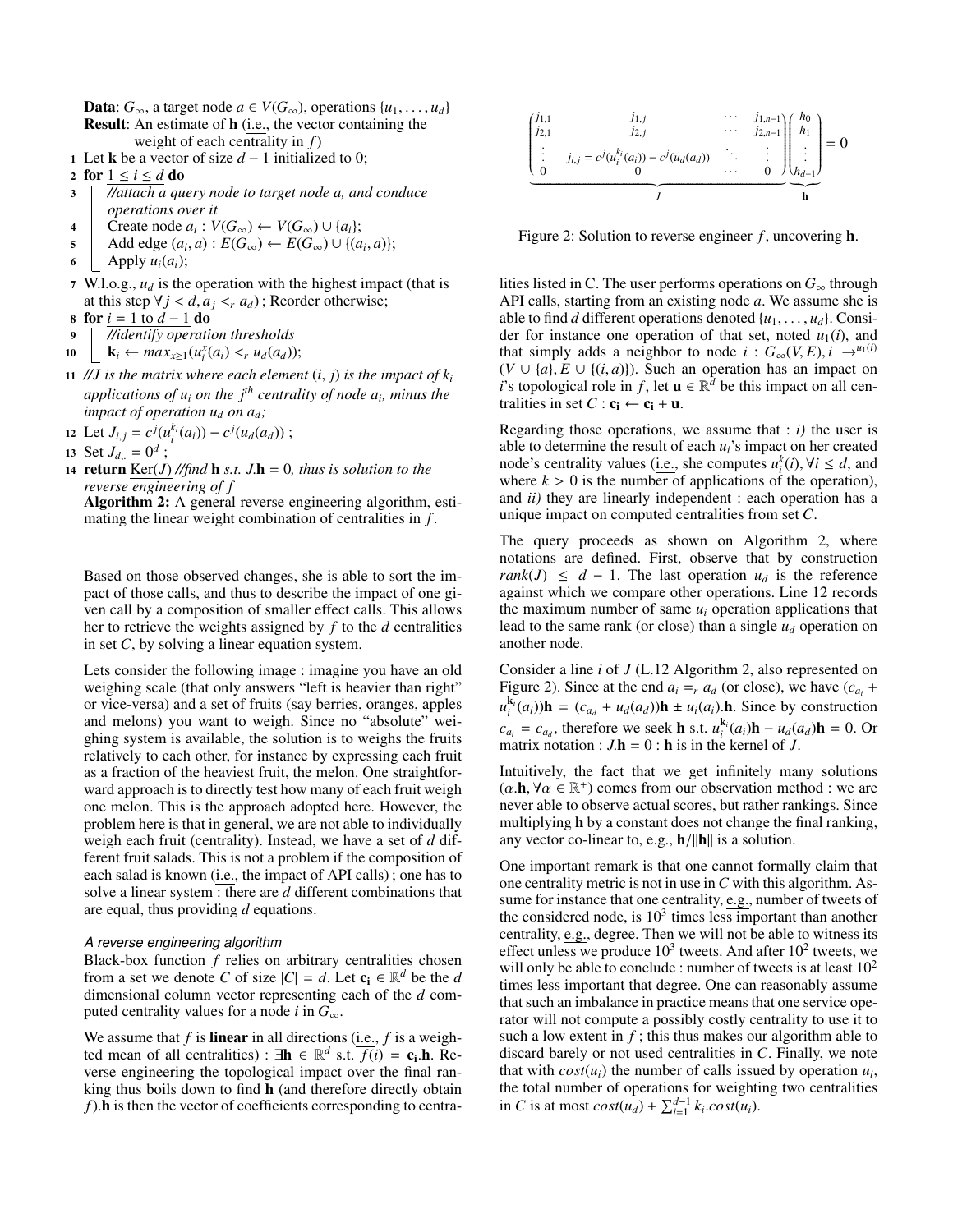**Data**: $G_\infty$, a target node $a \in V(G_\infty)$, operations $\{u_1, \ldots, u_d\}$
**Result**: An estimate of $\mathbf{h}$ (i.e., the vector containing the weight of each centrality in $f$)

```
1  Let k be a vector of size d − 1 initialized to 0;
2  for 1 ≤ i ≤ d do
3      //attach a query node to target node a, and conduce operations over it
4      Create node a_i : V(G∞) ← V(G∞) ∪ {a_i};
5      Add edge (a_i, a) : E(G∞) ← E(G∞) ∪ {(a_i, a)};
6      Apply u_i(a_i);
7  W.l.o.g., u_d is the operation with the highest impact (that is at this step ∀ j < d, a_j <_r a_d) ; Reorder otherwise;
8  for i = 1 to d − 1 do
9      //identify operation thresholds
10     k_i ← max_{x≥1}(u_i^x(a_i) <_r u_d(a_d));
11 //J is the matrix where each element (i, j) is the impact of k_i applications of u_i on the j^th centrality of node a_i, minus the impact of operation u_d on a_d;
12 Let J_{i,j} = c^j(u_i^{k_i}(a_i)) − c^j(u_d(a_d)) ;
13 Set J_{d,.} = 0^d ;
14 return Ker(J) //find h s.t. J.h = 0, thus is solution to the reverse engineering of f
```

**Algorithm 2:** A general reverse engineering algorithm, estimating the linear weight combination of centralities in $f$.

Based on those observed changes, she is able to sort the impact of those calls, and thus to describe the impact of one given call by a composition of smaller effect calls. This allows her to retrieve the weights assigned by $f$ to the $d$ centralities in set $C$, by solving a linear equation system.

Lets consider the following image : imagine you have an old weighing scale (that only answers "left is heavier than right" or vice-versa) and a set of fruits (say berries, oranges, apples and melons) you want to weigh. Since no "absolute" weighing system is available, the solution is to weighs the fruits relatively to each other, for instance by expressing each fruit as a fraction of the heaviest fruit, the melon. One straightforward approach is to directly test how many of each fruit weigh one melon. This is the approach adopted here. However, the problem here is that in general, we are not able to individually weigh each fruit (centrality). Instead, we have a set of $d$ different fruit salads. This is not a problem if the composition of each salad is known (i.e., the impact of API calls) ; one has to solve a linear system : there are $d$ different combinations that are equal, thus providing $d$ equations.

### A reverse engineering algorithm

Black-box function $f$ relies on arbitrary centralities chosen from a set we denote $C$ of size $|C| = d$. Let $\mathbf{c_i} \in \mathbb{R}^d$ be the $d$ dimensional column vector representing each of the $d$ computed centrality values for a node $i$ in $G_\infty$.

We assume that $f$ is **linear** in all directions (i.e., $f$ is a weighted mean of all centralities) : $\exists \mathbf{h} \in \mathbb{R}^d$ s.t. $f(i) = \mathbf{c_i}.\mathbf{h}$. Reverse engineering the topological impact over the final ranking thus boils down to find $\mathbf{h}$ (and therefore directly obtain $f$).$\mathbf{h}$ is then the vector of coefficients corresponding to centralities listed in C. The user performs operations on $G_\infty$ through API calls, starting from an existing node $a$. We assume she is able to find $d$ different operations denoted $\{u_1, \ldots, u_d\}$. Consider for instance one operation of that set, noted $u_1(i)$, and that simply adds a neighbor to node $i : G_\infty(V, E), i \to^{u_1(i)} (V \cup \{a\}, E \cup \{(i, a)\})$. Such an operation has an impact on $i$'s topological role in $f$, let $\mathbf{u} \in \mathbb{R}^d$ be this impact on all centralities in set $C : \mathbf{c_i} \leftarrow \mathbf{c_i} + \mathbf{u}$.

$$
\underbrace{\begin{pmatrix} j_{1,1} & j_{1,j} & \cdots & j_{1,n-1} \\ j_{2,1} & j_{2,j} & \cdots & j_{2,n-1} \\ \vdots & j_{i,j} = c^j(u_i^{k_i}(a_i)) - c^j(u_d(a_d)) & \ddots & \vdots \\ 0 & 0 & \cdots & 0 \end{pmatrix}}_{J} \underbrace{\begin{pmatrix} h_0 \\ h_1 \\ \vdots \\ h_{d-1} \end{pmatrix}}_{\mathbf{h}} = 0
$$

Figure 2: Solution to reverse engineer $f$, uncovering $\mathbf{h}$.

Regarding those operations, we assume that : *i)* the user is able to determine the result of each $u_i$'s impact on her created node's centrality values (i.e., she computes $u_i^k(i), \forall i \leq d$, and where $k > 0$ is the number of applications of the operation), and *ii)* they are linearly independent : each operation has a unique impact on computed centralities from set $C$.

The query proceeds as shown on Algorithm 2, where notations are defined. First, observe that by construction $rank(J) \leq d - 1$. The last operation $u_d$ is the reference against which we compare other operations. Line 12 records the maximum number of same $u_i$ operation applications that lead to the same rank (or close) than a single $u_d$ operation on another node.

Consider a line $i$ of $J$ (L.12 Algorithm 2, also represented on Figure 2). Since at the end $a_i =_r a_d$ (or close), we have $(c_{a_i} + u_i^{\mathbf{k}_i}(a_i))\mathbf{h} = (c_{a_d} + u_d(a_d))\mathbf{h} \pm u_i(a_i).\mathbf{h}$. Since by construction $c_{a_i} = c_{a_d}$, therefore we seek $\mathbf{h}$ s.t. $u_i^{\mathbf{k}_i}(a_i)\mathbf{h} - u_d(a_d)\mathbf{h} = 0$. Or matrix notation : $J.\mathbf{h} = 0$ : $\mathbf{h}$ is in the kernel of $J$.

Intuitively, the fact that we get infinitely many solutions $(\alpha.\mathbf{h}, \forall \alpha \in \mathbb{R}^+)$ comes from our observation method : we are never able to observe actual scores, but rather rankings. Since multiplying $\mathbf{h}$ by a constant does not change the final ranking, any vector co-linear to, e.g., $\mathbf{h}/\|\mathbf{h}\|$ is a solution.

One important remark is that one cannot formally claim that one centrality metric is not in use in $C$ with this algorithm. Assume for instance that one centrality, e.g., number of tweets of the considered node, is $10^3$ times less important than another centrality, e.g., degree. Then we will not be able to witness its effect unless we produce $10^3$ tweets. And after $10^2$ tweets, we will only be able to conclude : number of tweets is at least $10^2$ times less important that degree. One can reasonably assume that such an imbalance in practice means that one service operator will not compute a possibly costly centrality to use it to such a low extent in $f$ ; this thus makes our algorithm able to discard barely or not used centralities in $C$. Finally, we note that with $cost(u_i)$ the number of calls issued by operation $u_i$, the total number of operations for weighting two centralities in $C$ is at most $cost(u_d) + \sum_{i=1}^{d-1} k_i.cost(u_i)$.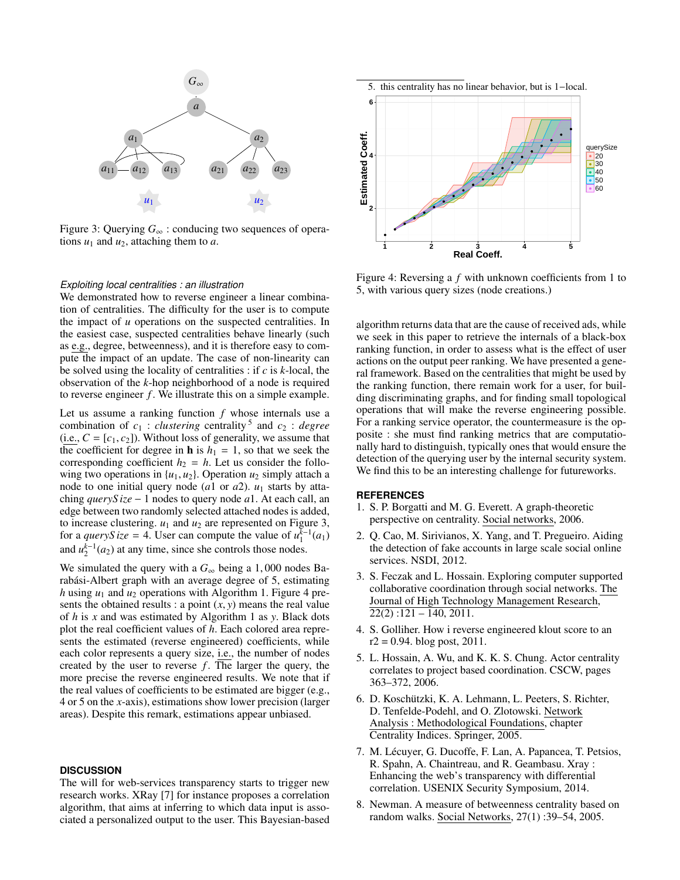$G_\infty$

$a$

$a_1$

$a_2$

$a_{11}$ $a_{12}$ $a_{13}$ $a_{21}$ $a_{22}$ $a_{23}$

$u_1$

$u_2$

Figure 3: Querying $G_\infty$ : conducing two sequences of operations $u_1$ and $u_2$, attaching them to $a$.

### *Exploiting local centralities : an illustration*

We demonstrated how to reverse engineer a linear combination of centralities. The difficulty for the user is to compute the impact of $u$ operations on the suspected centralities. In the easiest case, suspected centralities behave linearly (such as e.g., degree, betweenness), and it is therefore easy to compute the impact of an update. The case of non-linearity can be solved using the locality of centralities : if $c$ is $k$-local, the observation of the $k$-hop neighborhood of a node is required to reverse engineer $f$. We illustrate this on a simple example.

Let us assume a ranking function $f$ whose internals use a combination of $c_1$ : *clustering* centrality[5] and $c_2$ : *degree* (i.e., $C = [c_1, c_2]$). Without loss of generality, we assume that the coefficient for degree in $\mathbf{h}$ is $h_1 = 1$, so that we seek the corresponding coefficient $h_2 = h$. Let us consider the following two operations in $\{u_1, u_2\}$. Operation $u_2$ simply attach a node to one initial query node ($a1$ or $a2$). $u_1$ starts by attaching $querySize - 1$ nodes to query node $a1$. At each call, an edge between two randomly selected attached nodes is added, to increase clustering. $u_1$ and $u_2$ are represented on Figure 3, for a $querySize = 4$. User can compute the value of $u_1^{k-1}(a_1)$ and $u_2^{k-1}(a_2)$ at any time, since she controls those nodes.

We simulated the query with a $G_\infty$ being a 1,000 nodes Barabási-Albert graph with an average degree of 5, estimating $h$ using $u_1$ and $u_2$ operations with Algorithm 1. Figure 4 presents the obtained results : a point $(x, y)$ means the real value of $h$ is $x$ and was estimated by Algorithm 1 as $y$. Black dots plot the real coefficient values of $h$. Each colored area represents the estimated (reverse engineered) coefficients, while each color represents a query size, i.e., the number of nodes created by the user to reverse $f$. The larger the query, the more precise the reverse engineered results. We note that if the real values of coefficients to be estimated are bigger (e.g., 4 or 5 on the $x$-axis), estimations show lower precision (larger areas). Despite this remark, estimations appear unbiased.

## DISCUSSION

The will for web-services transparency starts to trigger new research works. XRay [7] for instance proposes a correlation algorithm, that aims at inferring to which data input is associated a personalized output to the user. This Bayesian-based algorithm returns data that are the cause of received ads, while we seek in this paper to retrieve the internals of a black-box ranking function, in order to assess what is the effect of user actions on the output peer ranking. We have presented a general framework. Based on the centralities that might be used by the ranking function, there remain work for a user, for building discriminating graphs, and for finding small topological operations that will make the reverse engineering possible. For a ranking service operator, the countermeasure is the opposite : she must find ranking metrics that are computationally hard to distinguish, typically ones that would ensure the detection of the querying user by the internal security system. We find this to be an interesting challenge for futureworks.

5. this centrality has no linear behavior, but is 1−local.

Estimated Coeff.
Real Coeff.
2
4
6
1
2
3
4
5
querySize
20
30
40
50
60

Figure 4: Reversing a $f$ with unknown coefficients from 1 to 5, with various query sizes (node creations.)

## REFERENCES

1. S. P. Borgatti and M. G. Everett. A graph-theoretic perspective on centrality. Social networks, 2006.
2. Q. Cao, M. Sirivianos, X. Yang, and T. Pregueiro. Aiding the detection of fake accounts in large scale social online services. NSDI, 2012.
3. S. Feczak and L. Hossain. Exploring computer supported collaborative coordination through social networks. The Journal of High Technology Management Research, 22(2) :121 – 140, 2011.
4. S. Golliher. How i reverse engineered klout score to an r2 = 0.94. blog post, 2011.
5. L. Hossain, A. Wu, and K. K. S. Chung. Actor centrality correlates to project based coordination. CSCW, pages 363–372, 2006.
6. D. Koschützki, K. A. Lehmann, L. Peeters, S. Richter, D. Tenfelde-Podehl, and O. Zlotowski. Network Analysis : Methodological Foundations, chapter Centrality Indices. Springer, 2005.
7. M. Lécuyer, G. Ducoffe, F. Lan, A. Papancea, T. Petsios, R. Spahn, A. Chaintreau, and R. Geambasu. Xray : Enhancing the web's transparency with differential correlation. USENIX Security Symposium, 2014.
8. Newman. A measure of betweenness centrality based on random walks. Social Networks, 27(1) :39–54, 2005.